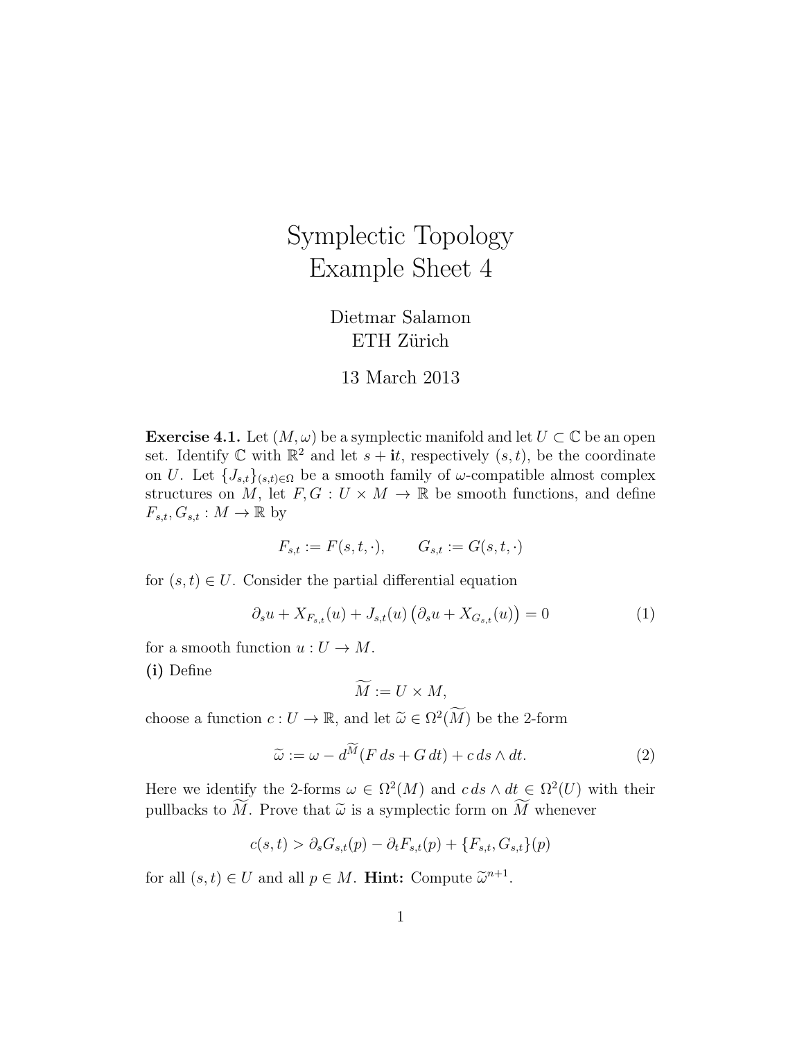# Symplectic Topology
# Example Sheet 4

Dietmar Salamon
ETH Zürich

13 March 2013

**Exercise 4.1.** Let $(M, \omega)$ be a symplectic manifold and let $U \subset \mathbb{C}$ be an open set. Identify $\mathbb{C}$ with $\mathbb{R}^2$ and let $s + \mathbf{i}t$, respectively $(s,t)$, be the coordinate on $U$. Let $\{J_{s,t}\}_{(s,t)\in\Omega}$ be a smooth family of $\omega$-compatible almost complex structures on $M$, let $F, G : U \times M \to \mathbb{R}$ be smooth functions, and define $F_{s,t}, G_{s,t} : M \to \mathbb{R}$ by

$$F_{s,t} := F(s,t,\cdot), \qquad G_{s,t} := G(s,t,\cdot)$$

for $(s,t) \in U$. Consider the partial differential equation

$$\partial_s u + X_{F_{s,t}}(u) + J_{s,t}(u)\big(\partial_s u + X_{G_{s,t}}(u)\big) = 0 \tag{1}$$

for a smooth function $u : U \to M$.

**(i)** Define

$$\widetilde{M} := U \times M,$$

choose a function $c : U \to \mathbb{R}$, and let $\widetilde{\omega} \in \Omega^2(\widetilde{M})$ be the 2-form

$$\widetilde{\omega} := \omega - d^{\widetilde{M}}(F\,ds + G\,dt) + c\,ds \wedge dt. \tag{2}$$

Here we identify the 2-forms $\omega \in \Omega^2(M)$ and $c\,ds \wedge dt \in \Omega^2(U)$ with their pullbacks to $\widetilde{M}$. Prove that $\widetilde{\omega}$ is a symplectic form on $\widetilde{M}$ whenever

$$c(s,t) > \partial_s G_{s,t}(p) - \partial_t F_{s,t}(p) + \{F_{s,t}, G_{s,t}\}(p)$$

for all $(s,t) \in U$ and all $p \in M$. **Hint:** Compute $\widetilde{\omega}^{n+1}$.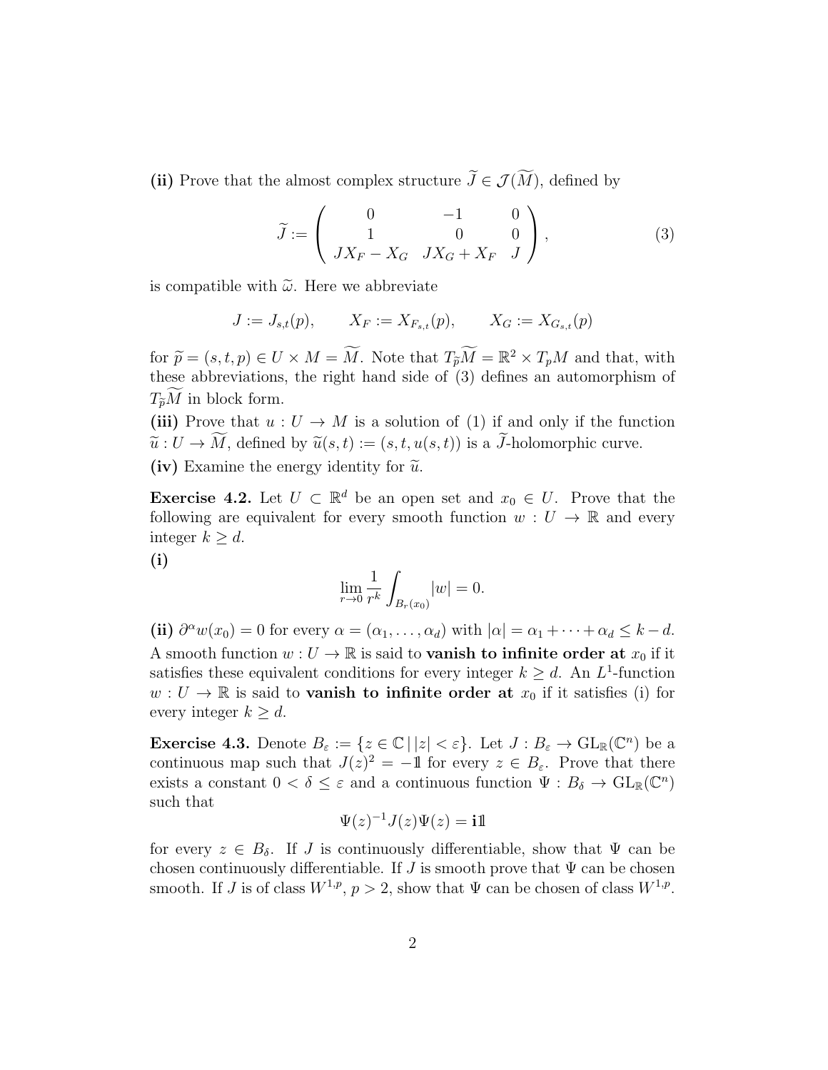**(ii)** Prove that the almost complex structure $\widetilde{J} \in \mathcal{J}(\widetilde{M})$, defined by

$$\widetilde{J} := \begin{pmatrix} 0 & -1 & 0 \\ 1 & 0 & 0 \\ JX_F - X_G & JX_G + X_F & J \end{pmatrix}, \tag{3}$$

is compatible with $\widetilde{\omega}$. Here we abbreviate

$$J := J_{s,t}(p), \qquad X_F := X_{F_{s,t}}(p), \qquad X_G := X_{G_{s,t}}(p)$$

for $\widetilde{p} = (s,t,p) \in U \times M = \widetilde{M}$. Note that $T_{\widetilde{p}}\widetilde{M} = \mathbb{R}^2 \times T_pM$ and that, with these abbreviations, the right hand side of (3) defines an automorphism of $T_{\widetilde{p}}\widetilde{M}$ in block form.

**(iii)** Prove that $u : U \to M$ is a solution of (1) if and only if the function $\widetilde{u} : U \to \widetilde{M}$, defined by $\widetilde{u}(s,t) := (s,t,u(s,t))$ is a $\widetilde{J}$-holomorphic curve.

**(iv)** Examine the energy identity for $\widetilde{u}$.

**Exercise 4.2.** Let $U \subset \mathbb{R}^d$ be an open set and $x_0 \in U$. Prove that the following are equivalent for every smooth function $w : U \to \mathbb{R}$ and every integer $k \geq d$.

**(i)**

$$\lim_{r \to 0} \frac{1}{r^k} \int_{B_r(x_0)} |w| = 0.$$

**(ii)** $\partial^\alpha w(x_0) = 0$ for every $\alpha = (\alpha_1, \ldots, \alpha_d)$ with $|\alpha| = \alpha_1 + \cdots + \alpha_d \leq k - d$.

A smooth function $w : U \to \mathbb{R}$ is said to **vanish to infinite order at** $x_0$ if it satisfies these equivalent conditions for every integer $k \geq d$. An $L^1$-function $w : U \to \mathbb{R}$ is said to **vanish to infinite order at** $x_0$ if it satisfies (i) for every integer $k \geq d$.

**Exercise 4.3.** Denote $B_\varepsilon := \{z \in \mathbb{C} \,|\, |z| < \varepsilon\}$. Let $J : B_\varepsilon \to \mathrm{GL}_\mathbb{R}(\mathbb{C}^n)$ be a continuous map such that $J(z)^2 = -\mathbb{1}$ for every $z \in B_\varepsilon$. Prove that there exists a constant $0 < \delta \leq \varepsilon$ and a continuous function $\Psi : B_\delta \to \mathrm{GL}_\mathbb{R}(\mathbb{C}^n)$ such that

$$\Psi(z)^{-1} J(z) \Psi(z) = \mathbf{i}\mathbb{1}$$

for every $z \in B_\delta$. If $J$ is continuously differentiable, show that $\Psi$ can be chosen continuously differentiable. If $J$ is smooth prove that $\Psi$ can be chosen smooth. If $J$ is of class $W^{1,p}$, $p > 2$, show that $\Psi$ can be chosen of class $W^{1,p}$.